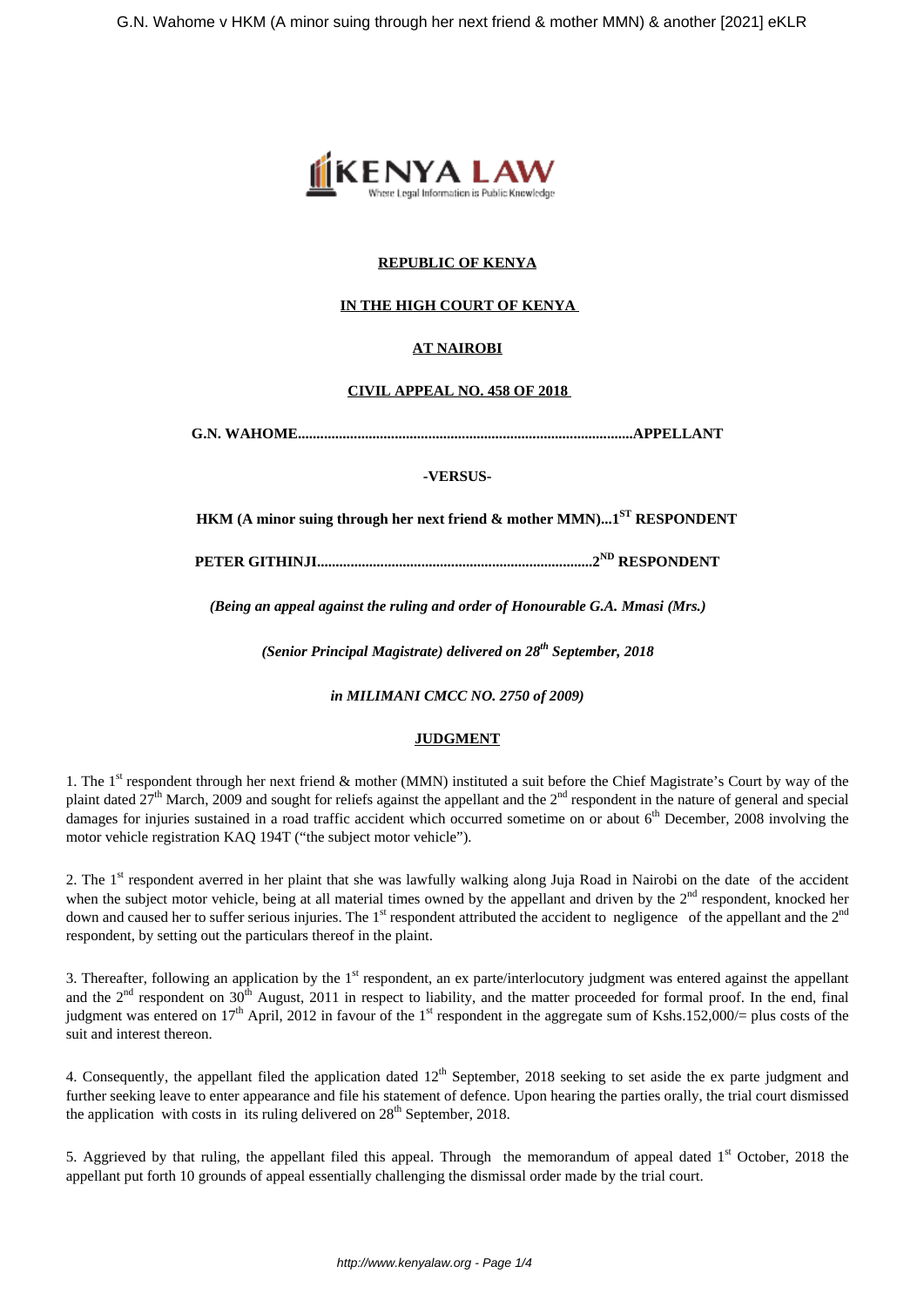**REPUBLIC OF KENYA**

**IN THE HIGH COURT OF KENYA**

**AT NAIROBI**

**CIVIL APPEAL NO. 458 OF 2018**

**G.N. WAHOME..........................................................................................APPELLANT**

**-VERSUS-**

**HKM (A minor suing through her next friend & mother MMN)...1ST RESPONDENT**

**PETER GITHINJI.........................................................................2ND RESPONDENT**

***(Being an appeal against the ruling and order of Honourable G.A. Mmasi (Mrs.)***

***(Senior Principal Magistrate) delivered on 28th September, 2018***

***in MILIMANI CMCC NO. 2750 of 2009)***

## JUDGMENT

1. The 1st respondent through her next friend & mother (MMN) instituted a suit before the Chief Magistrate's Court by way of the plaint dated 27th March, 2009 and sought for reliefs against the appellant and the 2nd respondent in the nature of general and special damages for injuries sustained in a road traffic accident which occurred sometime on or about 6th December, 2008 involving the motor vehicle registration KAQ 194T ("the subject motor vehicle").

2. The 1st respondent averred in her plaint that she was lawfully walking along Juja Road in Nairobi on the date of the accident when the subject motor vehicle, being at all material times owned by the appellant and driven by the 2nd respondent, knocked her down and caused her to suffer serious injuries. The 1st respondent attributed the accident to negligence of the appellant and the 2nd respondent, by setting out the particulars thereof in the plaint.

3. Thereafter, following an application by the 1st respondent, an ex parte/interlocutory judgment was entered against the appellant and the 2nd respondent on 30th August, 2011 in respect to liability, and the matter proceeded for formal proof. In the end, final judgment was entered on 17th April, 2012 in favour of the 1st respondent in the aggregate sum of Kshs.152,000/= plus costs of the suit and interest thereon.

4. Consequently, the appellant filed the application dated 12th September, 2018 seeking to set aside the ex parte judgment and further seeking leave to enter appearance and file his statement of defence. Upon hearing the parties orally, the trial court dismissed the application with costs in its ruling delivered on 28th September, 2018.

5. Aggrieved by that ruling, the appellant filed this appeal. Through the memorandum of appeal dated 1st October, 2018 the appellant put forth 10 grounds of appeal essentially challenging the dismissal order made by the trial court.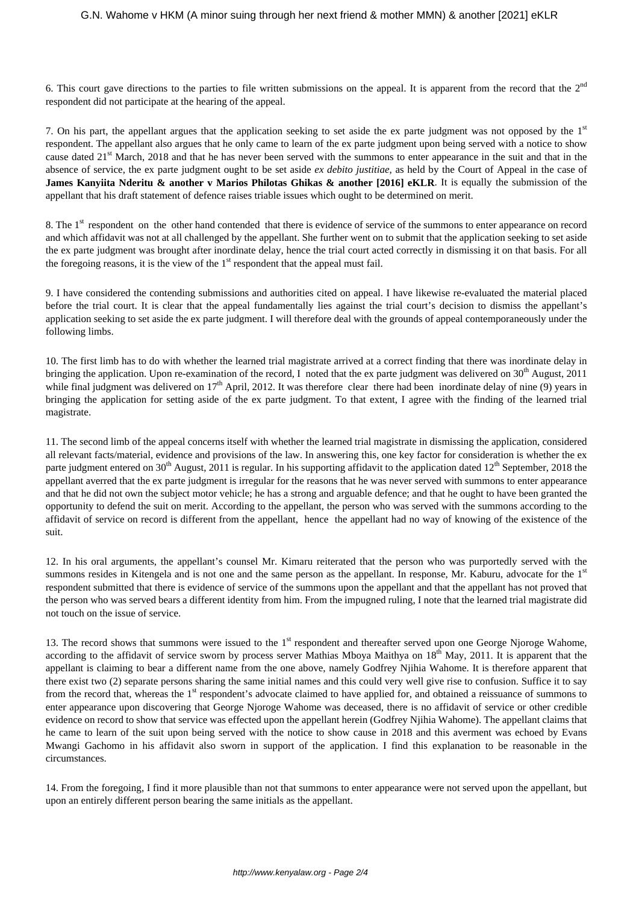6. This court gave directions to the parties to file written submissions on the appeal. It is apparent from the record that the 2nd respondent did not participate at the hearing of the appeal.

7. On his part, the appellant argues that the application seeking to set aside the ex parte judgment was not opposed by the 1st respondent. The appellant also argues that he only came to learn of the ex parte judgment upon being served with a notice to show cause dated 21st March, 2018 and that he has never been served with the summons to enter appearance in the suit and that in the absence of service, the ex parte judgment ought to be set aside *ex debito justitiae*, as held by the Court of Appeal in the case of **James Kanyiita Nderitu & another v Marios Philotas Ghikas & another [2016] eKLR**. It is equally the submission of the appellant that his draft statement of defence raises triable issues which ought to be determined on merit.

8. The 1st respondent on the other hand contended that there is evidence of service of the summons to enter appearance on record and which affidavit was not at all challenged by the appellant. She further went on to submit that the application seeking to set aside the ex parte judgment was brought after inordinate delay, hence the trial court acted correctly in dismissing it on that basis. For all the foregoing reasons, it is the view of the 1st respondent that the appeal must fail.

9. I have considered the contending submissions and authorities cited on appeal. I have likewise re-evaluated the material placed before the trial court. It is clear that the appeal fundamentally lies against the trial court's decision to dismiss the appellant's application seeking to set aside the ex parte judgment. I will therefore deal with the grounds of appeal contemporaneously under the following limbs.

10. The first limb has to do with whether the learned trial magistrate arrived at a correct finding that there was inordinate delay in bringing the application. Upon re-examination of the record, I noted that the ex parte judgment was delivered on 30th August, 2011 while final judgment was delivered on 17th April, 2012. It was therefore clear there had been inordinate delay of nine (9) years in bringing the application for setting aside of the ex parte judgment. To that extent, I agree with the finding of the learned trial magistrate.

11. The second limb of the appeal concerns itself with whether the learned trial magistrate in dismissing the application, considered all relevant facts/material, evidence and provisions of the law. In answering this, one key factor for consideration is whether the ex parte judgment entered on 30th August, 2011 is regular. In his supporting affidavit to the application dated 12th September, 2018 the appellant averred that the ex parte judgment is irregular for the reasons that he was never served with summons to enter appearance and that he did not own the subject motor vehicle; he has a strong and arguable defence; and that he ought to have been granted the opportunity to defend the suit on merit. According to the appellant, the person who was served with the summons according to the affidavit of service on record is different from the appellant, hence the appellant had no way of knowing of the existence of the suit.

12. In his oral arguments, the appellant's counsel Mr. Kimaru reiterated that the person who was purportedly served with the summons resides in Kitengela and is not one and the same person as the appellant. In response, Mr. Kaburu, advocate for the 1st respondent submitted that there is evidence of service of the summons upon the appellant and that the appellant has not proved that the person who was served bears a different identity from him. From the impugned ruling, I note that the learned trial magistrate did not touch on the issue of service.

13. The record shows that summons were issued to the 1st respondent and thereafter served upon one George Njoroge Wahome, according to the affidavit of service sworn by process server Mathias Mboya Maithya on 18th May, 2011. It is apparent that the appellant is claiming to bear a different name from the one above, namely Godfrey Njihia Wahome. It is therefore apparent that there exist two (2) separate persons sharing the same initial names and this could very well give rise to confusion. Suffice it to say from the record that, whereas the 1st respondent's advocate claimed to have applied for, and obtained a reissuance of summons to enter appearance upon discovering that George Njoroge Wahome was deceased, there is no affidavit of service or other credible evidence on record to show that service was effected upon the appellant herein (Godfrey Njihia Wahome). The appellant claims that he came to learn of the suit upon being served with the notice to show cause in 2018 and this averment was echoed by Evans Mwangi Gachomo in his affidavit also sworn in support of the application. I find this explanation to be reasonable in the circumstances.

14. From the foregoing, I find it more plausible than not that summons to enter appearance were not served upon the appellant, but upon an entirely different person bearing the same initials as the appellant.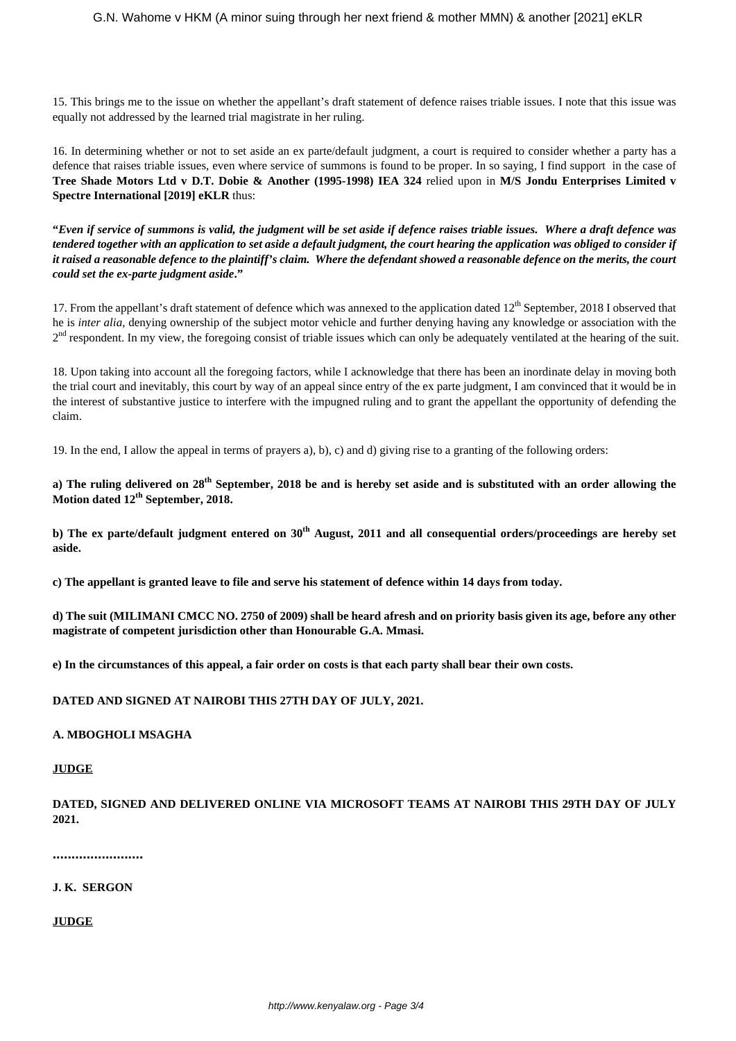15. This brings me to the issue on whether the appellant's draft statement of defence raises triable issues. I note that this issue was equally not addressed by the learned trial magistrate in her ruling.

16. In determining whether or not to set aside an ex parte/default judgment, a court is required to consider whether a party has a defence that raises triable issues, even where service of summons is found to be proper. In so saying, I find support in the case of **Tree Shade Motors Ltd v D.T. Dobie & Another (1995-1998) IEA 324** relied upon in **M/S Jondu Enterprises Limited v Spectre International [2019] eKLR** thus:

**"*Even if service of summons is valid, the judgment will be set aside if defence raises triable issues. Where a draft defence was tendered together with an application to set aside a default judgment, the court hearing the application was obliged to consider if it raised a reasonable defence to the plaintiff's claim. Where the defendant showed a reasonable defence on the merits, the court could set the ex-parte judgment aside*."**

17. From the appellant's draft statement of defence which was annexed to the application dated 12th September, 2018 I observed that he is *inter alia*, denying ownership of the subject motor vehicle and further denying having any knowledge or association with the 2nd respondent. In my view, the foregoing consist of triable issues which can only be adequately ventilated at the hearing of the suit.

18. Upon taking into account all the foregoing factors, while I acknowledge that there has been an inordinate delay in moving both the trial court and inevitably, this court by way of an appeal since entry of the ex parte judgment, I am convinced that it would be in the interest of substantive justice to interfere with the impugned ruling and to grant the appellant the opportunity of defending the claim.

19. In the end, I allow the appeal in terms of prayers a), b), c) and d) giving rise to a granting of the following orders:

**a) The ruling delivered on 28th September, 2018 be and is hereby set aside and is substituted with an order allowing the Motion dated 12th September, 2018.**

**b) The ex parte/default judgment entered on 30th August, 2011 and all consequential orders/proceedings are hereby set aside.**

**c) The appellant is granted leave to file and serve his statement of defence within 14 days from today.**

**d) The suit (MILIMANI CMCC NO. 2750 of 2009) shall be heard afresh and on priority basis given its age, before any other magistrate of competent jurisdiction other than Honourable G.A. Mmasi.**

**e) In the circumstances of this appeal, a fair order on costs is that each party shall bear their own costs.**

**DATED AND SIGNED AT NAIROBI THIS 27TH DAY OF JULY, 2021.**

**A. MBOGHOLI MSAGHA**

**JUDGE**

**DATED, SIGNED AND DELIVERED ONLINE VIA MICROSOFT TEAMS AT NAIROBI THIS 29TH DAY OF JULY 2021.**

**……………………**

**J. K. SERGON**

**JUDGE**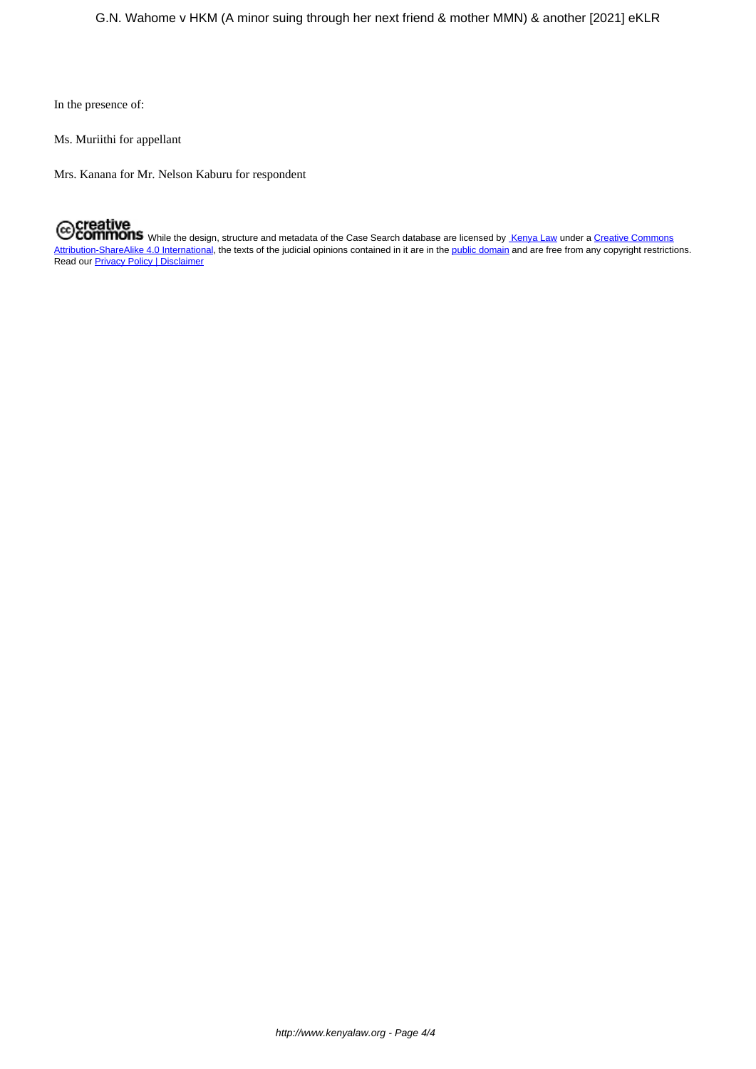In the presence of:

Ms. Muriithi for appellant

Mrs. Kanana for Mr. Nelson Kaburu for respondent

While the design, structure and metadata of the Case Search database are licensed by Kenya Law under a Creative Commons Attribution-ShareAlike 4.0 International, the texts of the judicial opinions contained in it are in the public domain and are free from any copyright restrictions. Read our Privacy Policy | Disclaimer